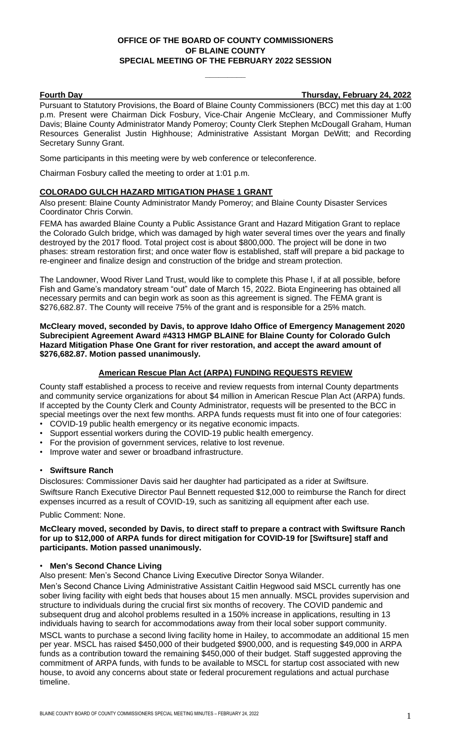**OFFICE OF THE BOARD OF COUNTY COMMISSIONERS**
**OF BLAINE COUNTY**
**SPECIAL MEETING OF THE FEBRUARY 2022 SESSION**

**Fourth Day** **Thursday, February 24, 2022**

Pursuant to Statutory Provisions, the Board of Blaine County Commissioners (BCC) met this day at 1:00 p.m. Present were Chairman Dick Fosbury, Vice-Chair Angenie McCleary, and Commissioner Muffy Davis; Blaine County Administrator Mandy Pomeroy; County Clerk Stephen McDougall Graham, Human Resources Generalist Justin Highhouse; Administrative Assistant Morgan DeWitt; and Recording Secretary Sunny Grant.

Some participants in this meeting were by web conference or teleconference.

Chairman Fosbury called the meeting to order at 1:01 p.m.

## COLORADO GULCH HAZARD MITIGATION PHASE 1 GRANT

Also present: Blaine County Administrator Mandy Pomeroy; and Blaine County Disaster Services Coordinator Chris Corwin.

FEMA has awarded Blaine County a Public Assistance Grant and Hazard Mitigation Grant to replace the Colorado Gulch bridge, which was damaged by high water several times over the years and finally destroyed by the 2017 flood. Total project cost is about $800,000. The project will be done in two phases: stream restoration first; and once water flow is established, staff will prepare a bid package to re-engineer and finalize design and construction of the bridge and stream protection.

The Landowner, Wood River Land Trust, would like to complete this Phase I, if at all possible, before Fish and Game's mandatory stream "out" date of March 15, 2022. Biota Engineering has obtained all necessary permits and can begin work as soon as this agreement is signed. The FEMA grant is $276,682.87. The County will receive 75% of the grant and is responsible for a 25% match.

**McCleary moved, seconded by Davis, to approve Idaho Office of Emergency Management 2020 Subrecipient Agreement Award #4313 HMGP BLAINE for Blaine County for Colorado Gulch Hazard Mitigation Phase One Grant for river restoration, and accept the award amount of $276,682.87. Motion passed unanimously.**

## American Rescue Plan Act (ARPA) FUNDING REQUESTS REVIEW

County staff established a process to receive and review requests from internal County departments and community service organizations for about $4 million in American Rescue Plan Act (ARPA) funds. If accepted by the County Clerk and County Administrator, requests will be presented to the BCC in special meetings over the next few months. ARPA funds requests must fit into one of four categories:

- COVID-19 public health emergency or its negative economic impacts.
- Support essential workers during the COVID-19 public health emergency.
- For the provision of government services, relative to lost revenue.
- Improve water and sewer or broadband infrastructure.

- **Swiftsure Ranch**

Disclosures: Commissioner Davis said her daughter had participated as a rider at Swiftsure.

Swiftsure Ranch Executive Director Paul Bennett requested $12,000 to reimburse the Ranch for direct expenses incurred as a result of COVID-19, such as sanitizing all equipment after each use.

Public Comment: None.

**McCleary moved, seconded by Davis, to direct staff to prepare a contract with Swiftsure Ranch for up to $12,000 of ARPA funds for direct mitigation for COVID-19 for [Swiftsure] staff and participants. Motion passed unanimously.**

- **Men's Second Chance Living**

Also present: Men's Second Chance Living Executive Director Sonya Wilander.

Men's Second Chance Living Administrative Assistant Caitlin Hegwood said MSCL currently has one sober living facility with eight beds that houses about 15 men annually. MSCL provides supervision and structure to individuals during the crucial first six months of recovery. The COVID pandemic and subsequent drug and alcohol problems resulted in a 150% increase in applications, resulting in 13 individuals having to search for accommodations away from their local sober support community.

MSCL wants to purchase a second living facility home in Hailey, to accommodate an additional 15 men per year. MSCL has raised $450,000 of their budgeted $900,000, and is requesting $49,000 in ARPA funds as a contribution toward the remaining $450,000 of their budget. Staff suggested approving the commitment of ARPA funds, with funds to be available to MSCL for startup cost associated with new house, to avoid any concerns about state or federal procurement regulations and actual purchase timeline.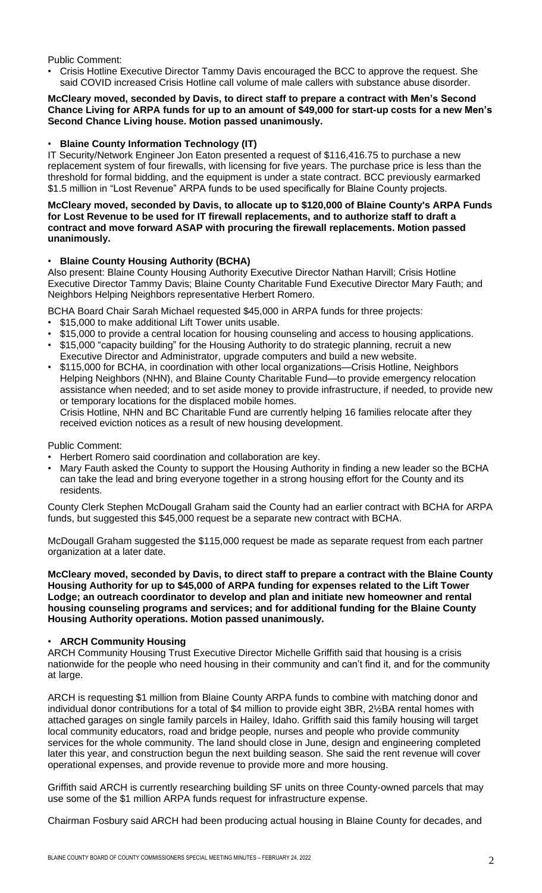Public Comment:

- Crisis Hotline Executive Director Tammy Davis encouraged the BCC to approve the request. She said COVID increased Crisis Hotline call volume of male callers with substance abuse disorder.

**McCleary moved, seconded by Davis, to direct staff to prepare a contract with Men's Second Chance Living for ARPA funds for up to an amount of $49,000 for start-up costs for a new Men's Second Chance Living house. Motion passed unanimously.**

- **Blaine County Information Technology (IT)**

IT Security/Network Engineer Jon Eaton presented a request of $116,416.75 to purchase a new replacement system of four firewalls, with licensing for five years. The purchase price is less than the threshold for formal bidding, and the equipment is under a state contract. BCC previously earmarked $1.5 million in "Lost Revenue" ARPA funds to be used specifically for Blaine County projects.

**McCleary moved, seconded by Davis, to allocate up to $120,000 of Blaine County's ARPA Funds for Lost Revenue to be used for IT firewall replacements, and to authorize staff to draft a contract and move forward ASAP with procuring the firewall replacements. Motion passed unanimously.**

- **Blaine County Housing Authority (BCHA)**

Also present: Blaine County Housing Authority Executive Director Nathan Harvill; Crisis Hotline Executive Director Tammy Davis; Blaine County Charitable Fund Executive Director Mary Fauth; and Neighbors Helping Neighbors representative Herbert Romero.

BCHA Board Chair Sarah Michael requested $45,000 in ARPA funds for three projects:

- $15,000 to make additional Lift Tower units usable.
- $15,000 to provide a central location for housing counseling and access to housing applications.
- $15,000 "capacity building" for the Housing Authority to do strategic planning, recruit a new Executive Director and Administrator, upgrade computers and build a new website.
- $115,000 for BCHA, in coordination with other local organizations—Crisis Hotline, Neighbors Helping Neighbors (NHN), and Blaine County Charitable Fund—to provide emergency relocation assistance when needed; and to set aside money to provide infrastructure, if needed, to provide new or temporary locations for the displaced mobile homes.
  Crisis Hotline, NHN and BC Charitable Fund are currently helping 16 families relocate after they received eviction notices as a result of new housing development.

Public Comment:

- Herbert Romero said coordination and collaboration are key.
- Mary Fauth asked the County to support the Housing Authority in finding a new leader so the BCHA can take the lead and bring everyone together in a strong housing effort for the County and its residents.

County Clerk Stephen McDougall Graham said the County had an earlier contract with BCHA for ARPA funds, but suggested this $45,000 request be a separate new contract with BCHA.

McDougall Graham suggested the $115,000 request be made as separate request from each partner organization at a later date.

**McCleary moved, seconded by Davis, to direct staff to prepare a contract with the Blaine County Housing Authority for up to $45,000 of ARPA funding for expenses related to the Lift Tower Lodge; an outreach coordinator to develop and plan and initiate new homeowner and rental housing counseling programs and services; and for additional funding for the Blaine County Housing Authority operations. Motion passed unanimously.**

- **ARCH Community Housing**

ARCH Community Housing Trust Executive Director Michelle Griffith said that housing is a crisis nationwide for the people who need housing in their community and can't find it, and for the community at large.

ARCH is requesting $1 million from Blaine County ARPA funds to combine with matching donor and individual donor contributions for a total of $4 million to provide eight 3BR, 2½BA rental homes with attached garages on single family parcels in Hailey, Idaho. Griffith said this family housing will target local community educators, road and bridge people, nurses and people who provide community services for the whole community. The land should close in June, design and engineering completed later this year, and construction begun the next building season. She said the rent revenue will cover operational expenses, and provide revenue to provide more and more housing.

Griffith said ARCH is currently researching building SF units on three County-owned parcels that may use some of the $1 million ARPA funds request for infrastructure expense.

Chairman Fosbury said ARCH had been producing actual housing in Blaine County for decades, and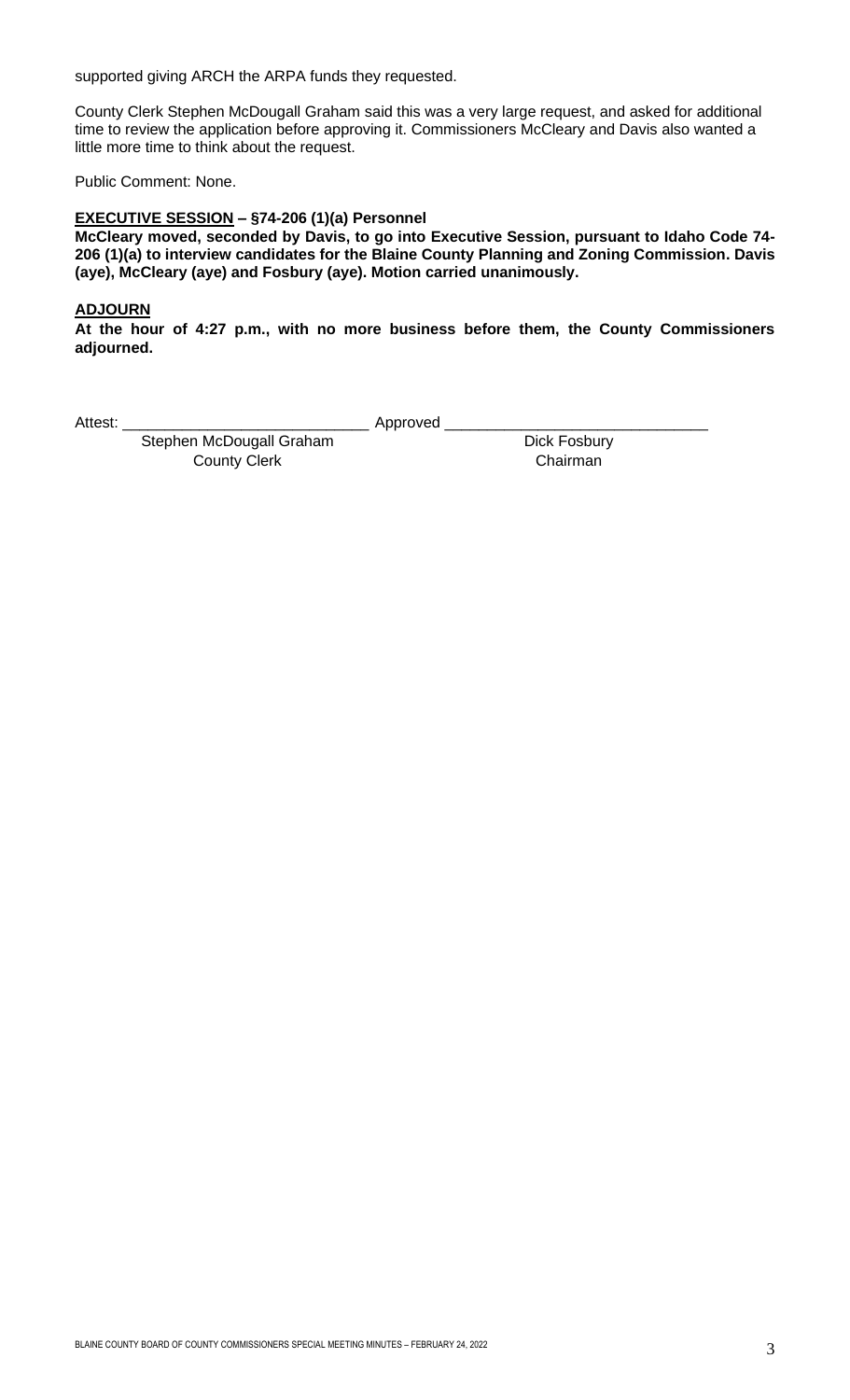supported giving ARCH the ARPA funds they requested.

County Clerk Stephen McDougall Graham said this was a very large request, and asked for additional time to review the application before approving it. Commissioners McCleary and Davis also wanted a little more time to think about the request.

Public Comment: None.

**<u>EXECUTIVE SESSION</u> – §74-206 (1)(a) Personnel**

**McCleary moved, seconded by Davis, to go into Executive Session, pursuant to Idaho Code 74-206 (1)(a) to interview candidates for the Blaine County Planning and Zoning Commission. Davis (aye), McCleary (aye) and Fosbury (aye). Motion carried unanimously.**

**<u>ADJOURN</u>**

**At the hour of 4:27 p.m., with no more business before them, the County Commissioners adjourned.**

Attest: _____________________________ Approved _______________________________

Stephen McDougall Graham
County Clerk

Dick Fosbury
Chairman